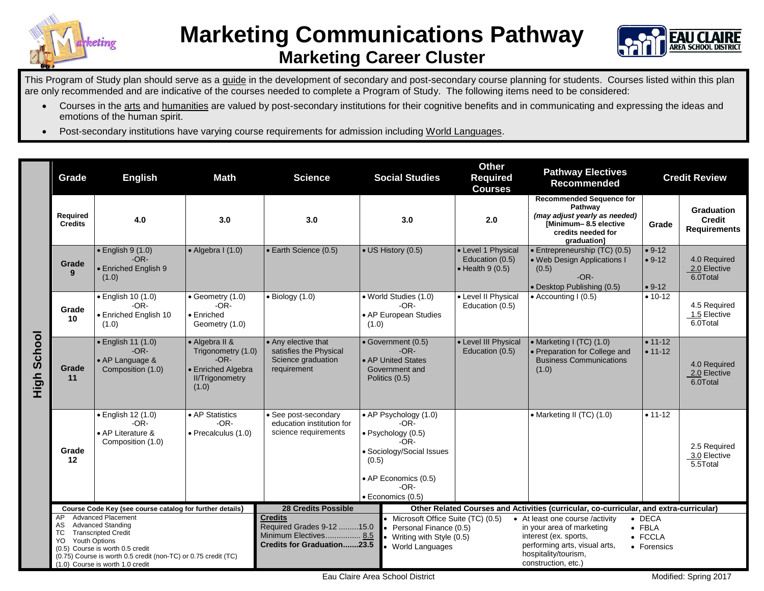# Marketing Communications Pathway
## Marketing Career Cluster

This Program of Study plan should serve as a guide in the development of secondary and post-secondary course planning for students. Courses listed within this plan are only recommended and are indicative of the courses needed to complete a Program of Study. The following items need to be considered:

- Courses in the arts and humanities are valued by post-secondary institutions for their cognitive benefits and in communicating and expressing the ideas and emotions of the human spirit.
- Post-secondary institutions have varying course requirements for admission including World Languages.

**High School**

| Grade | English | Math | Science | Social Studies | Other Required Courses | Pathway Electives Recommended | Grade | Credit Review |
|---|---|---|---|---|---|---|---|---|
| **Required Credits** | 4.0 | 3.0 | 3.0 | 3.0 | 2.0 | **Recommended Sequence for Pathway** *(may adjust yearly as needed)* **[Minimum– 8.5 elective credits needed for graduation]** | **Grade** | **Graduation Credit Requirements** |
| **Grade 9** | • English 9 (1.0) -OR- • Enriched English 9 (1.0) | • Algebra I (1.0) | • Earth Science (0.5) | • US History (0.5) | • Level 1 Physical Education (0.5) • Health 9 (0.5) | • Entrepreneurship (TC) (0.5) • Web Design Applications I (0.5) -OR- • Desktop Publishing (0.5) | • 9-12 • 9-12 • 9-12 | 4.0 Required 2.0 Elective 6.0Total |
| **Grade 10** | • English 10 (1.0) -OR- • Enriched English 10 (1.0) | • Geometry (1.0) -OR- • Enriched Geometry (1.0) | • Biology (1.0) | • World Studies (1.0) -OR- • AP European Studies (1.0) | • Level II Physical Education (0.5) | • Accounting I (0.5) | • 10-12 | 4.5 Required 1.5 Elective 6.0Total |
| **Grade 11** | • English 11 (1.0) -OR- • AP Language & Composition (1.0) | • Algebra II & Trigonometry (1.0) -OR- • Enriched Algebra II/Trigonometry (1.0) | • Any elective that satisfies the Physical Science graduation requirement | • Government (0.5) -OR- • AP United States Government and Politics (0.5) | • Level III Physical Education (0.5) | • Marketing I (TC) (1.0) • Preparation for College and Business Communications (1.0) | • 11-12 • 11-12 | 4.0 Required 2.0 Elective 6.0Total |
| **Grade 12** | • English 12 (1.0) -OR- • AP Literature & Composition (1.0) | • AP Statistics -OR- • Precalculus (1.0) | • See post-secondary education institution for science requirements | • AP Psychology (1.0) -OR- • Psychology (0.5) -OR- • Sociology/Social Issues (0.5) • AP Economics (0.5) -OR- • Economics (0.5) | | • Marketing II (TC) (1.0) | • 11-12 | 2.5 Required 3.0 Elective 5.5Total |

**Course Code Key (see course catalog for further details)**

AP Advanced Placement
AS Advanced Standing
TC Transcripted Credit
YO Youth Options
(0.5) Course is worth 0.5 credit
(0.75) Course is worth 0.5 credit (non-TC) or 0.75 credit (TC)
(1.0) Course is worth 1.0 credit

**28 Credits Possible**

**Credits**
Required Grades 9-12 .........15.0
Minimum Electives................ 8.5
**Credits for Graduation.......23.5**

**Other Related Courses and Activities (curricular, co-curricular, and extra-curricular)**

- Microsoft Office Suite (TC) (0.5)
- Personal Finance (0.5)
- Writing with Style (0.5)
- World Languages
- At least one course /activity in your area of marketing interest (ex. sports, performing arts, visual arts, hospitality/tourism, construction, etc.)
- DECA
- FBLA
- FCCLA
- Forensics

Eau Claire Area School District — Modified: Spring 2017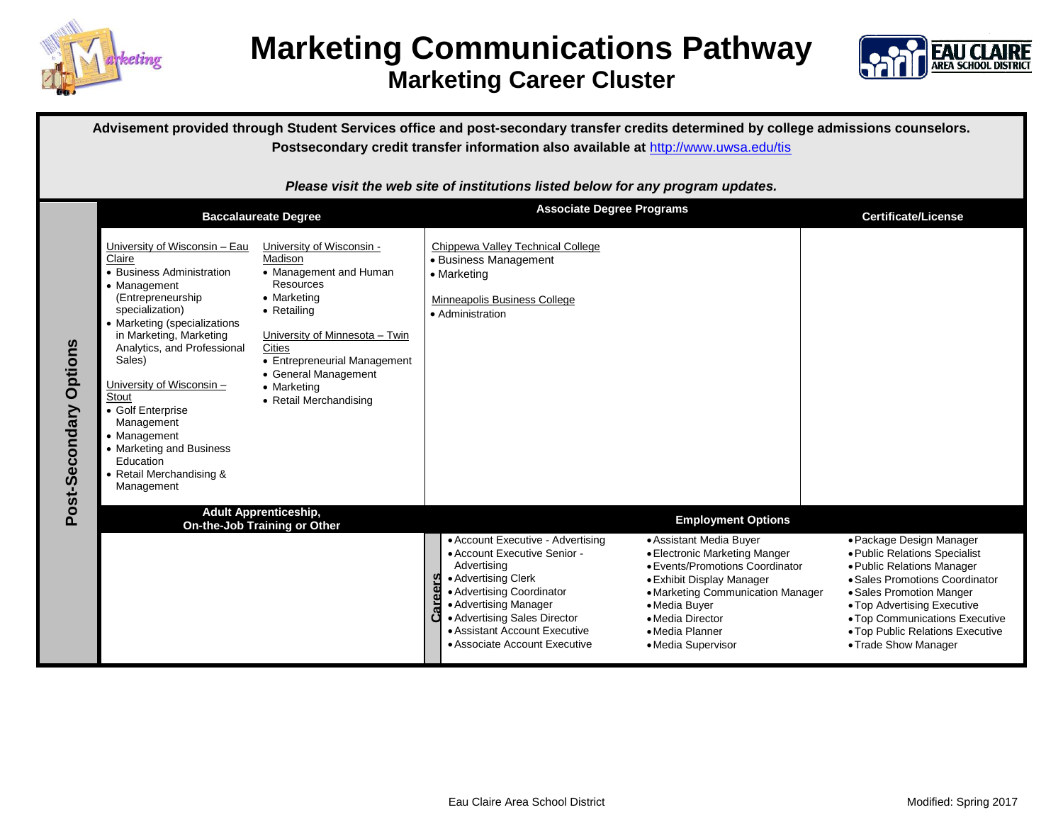# Marketing Communications Pathway

## Marketing Career Cluster

**Advisement provided through Student Services office and post-secondary transfer credits determined by college admissions counselors.**

**Postsecondary credit transfer information also available at** http://www.uwsa.edu/tis

***Please visit the web site of institutions listed below for any program updates.***

## Post-Secondary Options

### Baccalaureate Degree

University of Wisconsin – Eau Claire
- Business Administration
- Management (Entrepreneurship specialization)
- Marketing (specializations in Marketing, Marketing Analytics, and Professional Sales)

University of Wisconsin – Stout
- Golf Enterprise Management
- Management
- Marketing and Business Education
- Retail Merchandising & Management

University of Wisconsin - Madison
- Management and Human Resources
- Marketing
- Retailing

University of Minnesota – Twin Cities
- Entrepreneurial Management
- General Management
- Marketing
- Retail Merchandising

### Associate Degree Programs

Chippewa Valley Technical College
- Business Management
- Marketing

Minneapolis Business College
- Administration

### Certificate/License

### Adult Apprenticeship, On-the-Job Training or Other

### Employment Options

**Careers**

- Account Executive - Advertising
- Account Executive Senior - Advertising
- Advertising Clerk
- Advertising Coordinator
- Advertising Manager
- Advertising Sales Director
- Assistant Account Executive
- Associate Account Executive
- Assistant Media Buyer
- Electronic Marketing Manger
- Events/Promotions Coordinator
- Exhibit Display Manager
- Marketing Communication Manager
- Media Buyer
- Media Director
- Media Planner
- Media Supervisor
- Package Design Manager
- Public Relations Specialist
- Public Relations Manager
- Sales Promotions Coordinator
- Sales Promotion Manger
- Top Advertising Executive
- Top Communications Executive
- Top Public Relations Executive
- Trade Show Manager

Eau Claire Area School District

Modified: Spring 2017